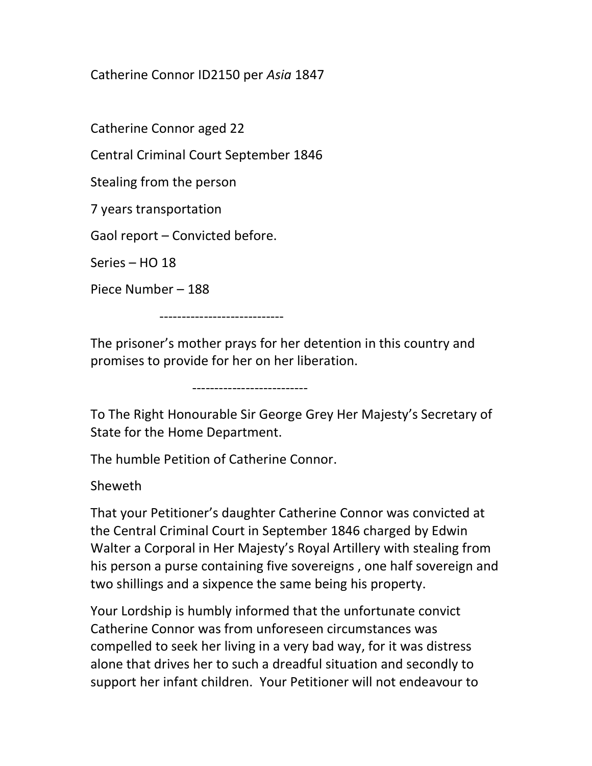Catherine Connor ID2150 per *Asia* 1847

Catherine Connor aged 22

Central Criminal Court September 1846

Stealing from the person

7 years transportation

Gaol report – Convicted before.

Series – HO 18

Piece Number – 188

----------------------------

The prisoner's mother prays for her detention in this country and promises to provide for her on her liberation.

--------------------------

To The Right Honourable Sir George Grey Her Majesty's Secretary of State for the Home Department.

The humble Petition of Catherine Connor.

Sheweth

That your Petitioner's daughter Catherine Connor was convicted at the Central Criminal Court in September 1846 charged by Edwin Walter a Corporal in Her Majesty's Royal Artillery with stealing from his person a purse containing five sovereigns , one half sovereign and two shillings and a sixpence the same being his property.

Your Lordship is humbly informed that the unfortunate convict Catherine Connor was from unforeseen circumstances was compelled to seek her living in a very bad way, for it was distress alone that drives her to such a dreadful situation and secondly to support her infant children. Your Petitioner will not endeavour to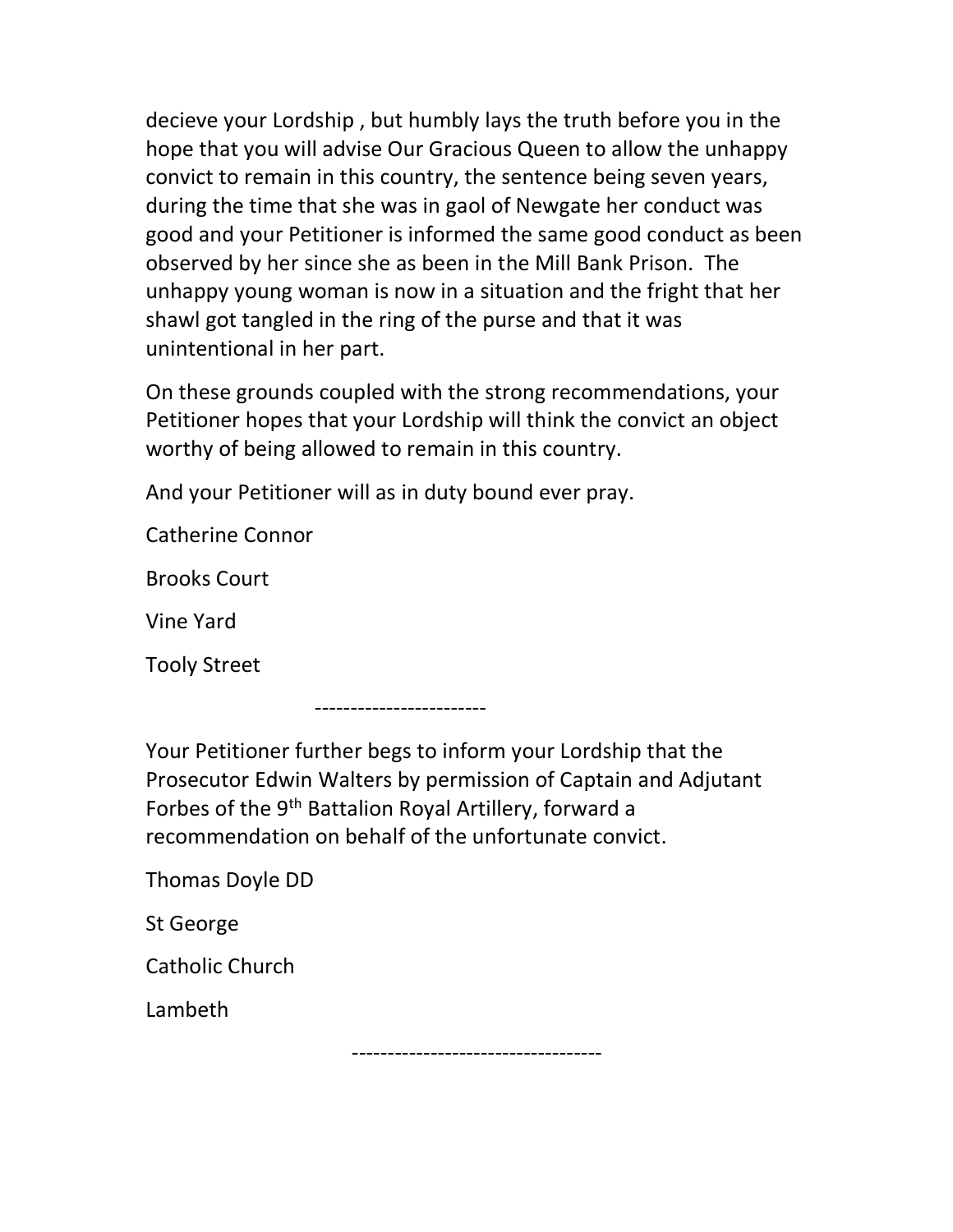decieve your Lordship , but humbly lays the truth before you in the hope that you will advise Our Gracious Queen to allow the unhappy convict to remain in this country, the sentence being seven years, during the time that she was in gaol of Newgate her conduct was good and your Petitioner is informed the same good conduct as been observed by her since she as been in the Mill Bank Prison. The unhappy young woman is now in a situation and the fright that her shawl got tangled in the ring of the purse and that it was unintentional in her part.

On these grounds coupled with the strong recommendations, your Petitioner hopes that your Lordship will think the convict an object worthy of being allowed to remain in this country.

And your Petitioner will as in duty bound ever pray.

Catherine Connor

Brooks Court

Vine Yard

Tooly Street

------------------------

Your Petitioner further begs to inform your Lordship that the Prosecutor Edwin Walters by permission of Captain and Adjutant Forbes of the 9th Battalion Royal Artillery, forward a recommendation on behalf of the unfortunate convict.

Thomas Doyle DD

St George

Catholic Church

Lambeth

-----------------------------------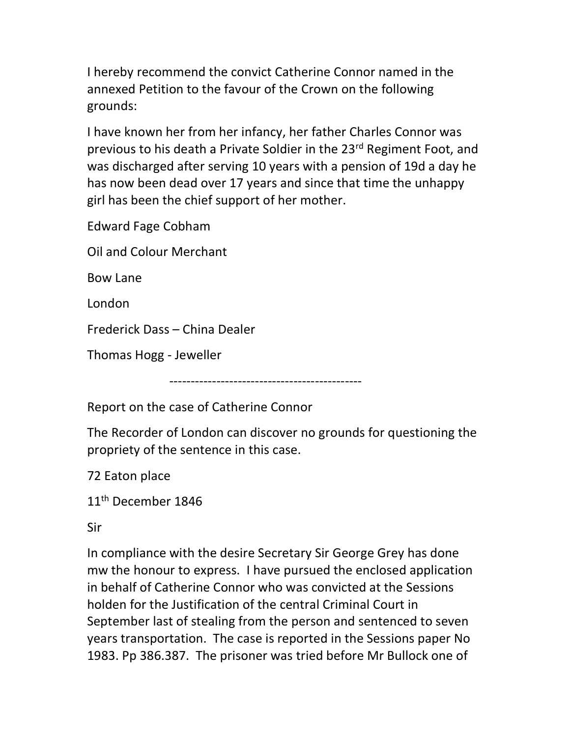I hereby recommend the convict Catherine Connor named in the annexed Petition to the favour of the Crown on the following grounds:

I have known her from her infancy, her father Charles Connor was previous to his death a Private Soldier in the 23rd Regiment Foot, and was discharged after serving 10 years with a pension of 19d a day he has now been dead over 17 years and since that time the unhappy girl has been the chief support of her mother.

Edward Fage Cobham

Oil and Colour Merchant

Bow Lane

London

Frederick Dass – China Dealer

Thomas Hogg - Jeweller

---

Report on the case of Catherine Connor

The Recorder of London can discover no grounds for questioning the propriety of the sentence in this case.

72 Eaton place

11th December 1846

Sir

In compliance with the desire Secretary Sir George Grey has done mw the honour to express. I have pursued the enclosed application in behalf of Catherine Connor who was convicted at the Sessions holden for the Justification of the central Criminal Court in September last of stealing from the person and sentenced to seven years transportation. The case is reported in the Sessions paper No 1983. Pp 386.387. The prisoner was tried before Mr Bullock one of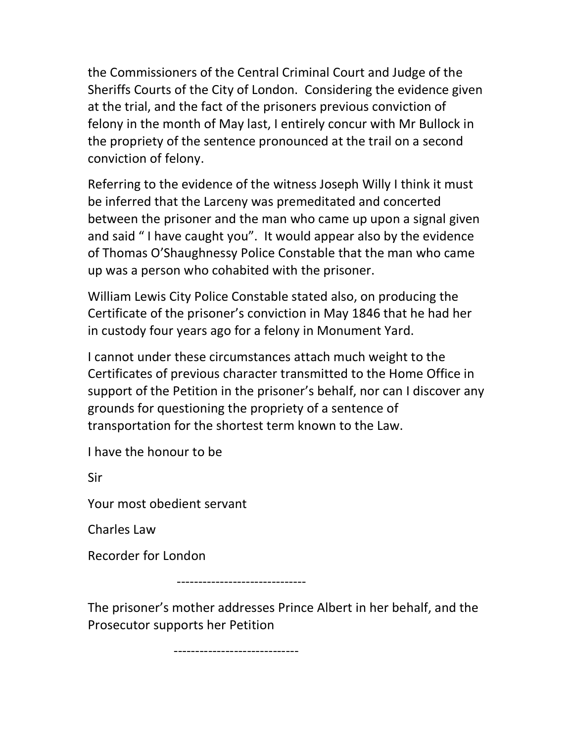the Commissioners of the Central Criminal Court and Judge of the Sheriffs Courts of the City of London. Considering the evidence given at the trial, and the fact of the prisoners previous conviction of felony in the month of May last, I entirely concur with Mr Bullock in the propriety of the sentence pronounced at the trail on a second conviction of felony.

Referring to the evidence of the witness Joseph Willy I think it must be inferred that the Larceny was premeditated and concerted between the prisoner and the man who came up upon a signal given and said " I have caught you". It would appear also by the evidence of Thomas O'Shaughnessy Police Constable that the man who came up was a person who cohabited with the prisoner.

William Lewis City Police Constable stated also, on producing the Certificate of the prisoner's conviction in May 1846 that he had her in custody four years ago for a felony in Monument Yard.

I cannot under these circumstances attach much weight to the Certificates of previous character transmitted to the Home Office in support of the Petition in the prisoner's behalf, nor can I discover any grounds for questioning the propriety of a sentence of transportation for the shortest term known to the Law.

I have the honour to be

Sir

Your most obedient servant

Charles Law

Recorder for London

------------------------------

The prisoner's mother addresses Prince Albert in her behalf, and the Prosecutor supports her Petition

-----------------------------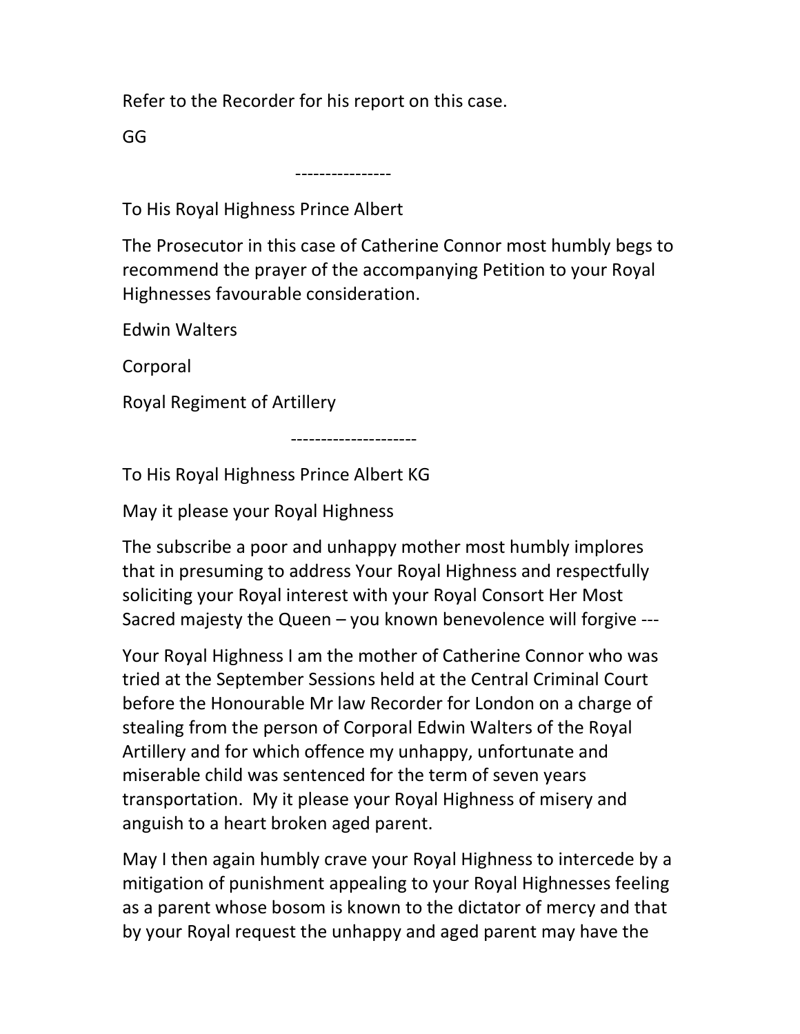Refer to the Recorder for his report on this case.

GG

----------------

To His Royal Highness Prince Albert

The Prosecutor in this case of Catherine Connor most humbly begs to recommend the prayer of the accompanying Petition to your Royal Highnesses favourable consideration.

Edwin Walters

Corporal

Royal Regiment of Artillery

---------------------

To His Royal Highness Prince Albert KG

May it please your Royal Highness

The subscribe a poor and unhappy mother most humbly implores that in presuming to address Your Royal Highness and respectfully soliciting your Royal interest with your Royal Consort Her Most Sacred majesty the Queen – you known benevolence will forgive ---

Your Royal Highness I am the mother of Catherine Connor who was tried at the September Sessions held at the Central Criminal Court before the Honourable Mr law Recorder for London on a charge of stealing from the person of Corporal Edwin Walters of the Royal Artillery and for which offence my unhappy, unfortunate and miserable child was sentenced for the term of seven years transportation. My it please your Royal Highness of misery and anguish to a heart broken aged parent.

May I then again humbly crave your Royal Highness to intercede by a mitigation of punishment appealing to your Royal Highnesses feeling as a parent whose bosom is known to the dictator of mercy and that by your Royal request the unhappy and aged parent may have the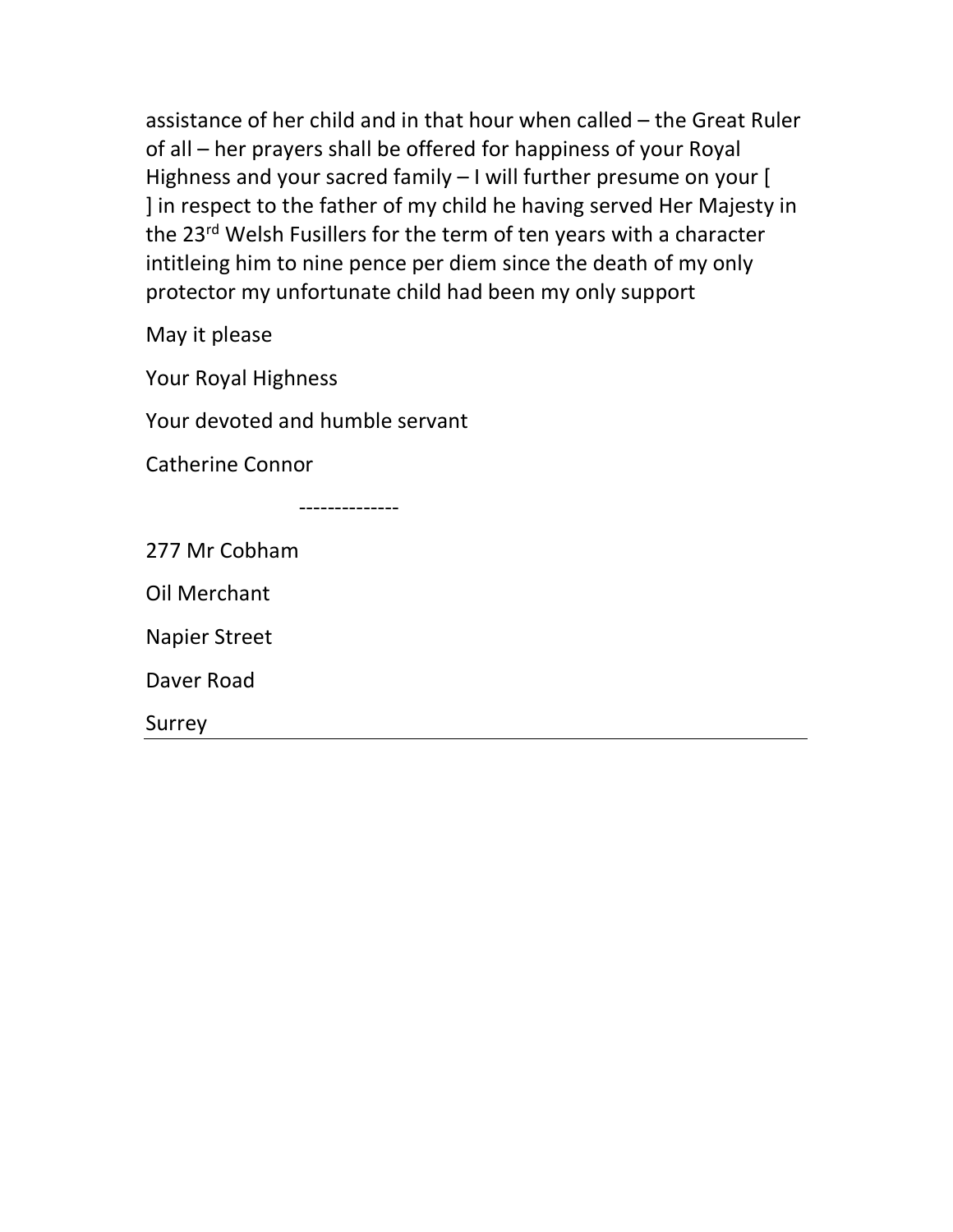assistance of her child and in that hour when called – the Great Ruler of all – her prayers shall be offered for happiness of your Royal Highness and your sacred family – I will further presume on your [ ] in respect to the father of my child he having served Her Majesty in the 23rd Welsh Fusillers for the term of ten years with a character intitleing him to nine pence per diem since the death of my only protector my unfortunate child had been my only support

May it please

Your Royal Highness

Your devoted and humble servant

Catherine Connor

--------------

277 Mr Cobham

Oil Merchant

Napier Street

Daver Road

Surrey